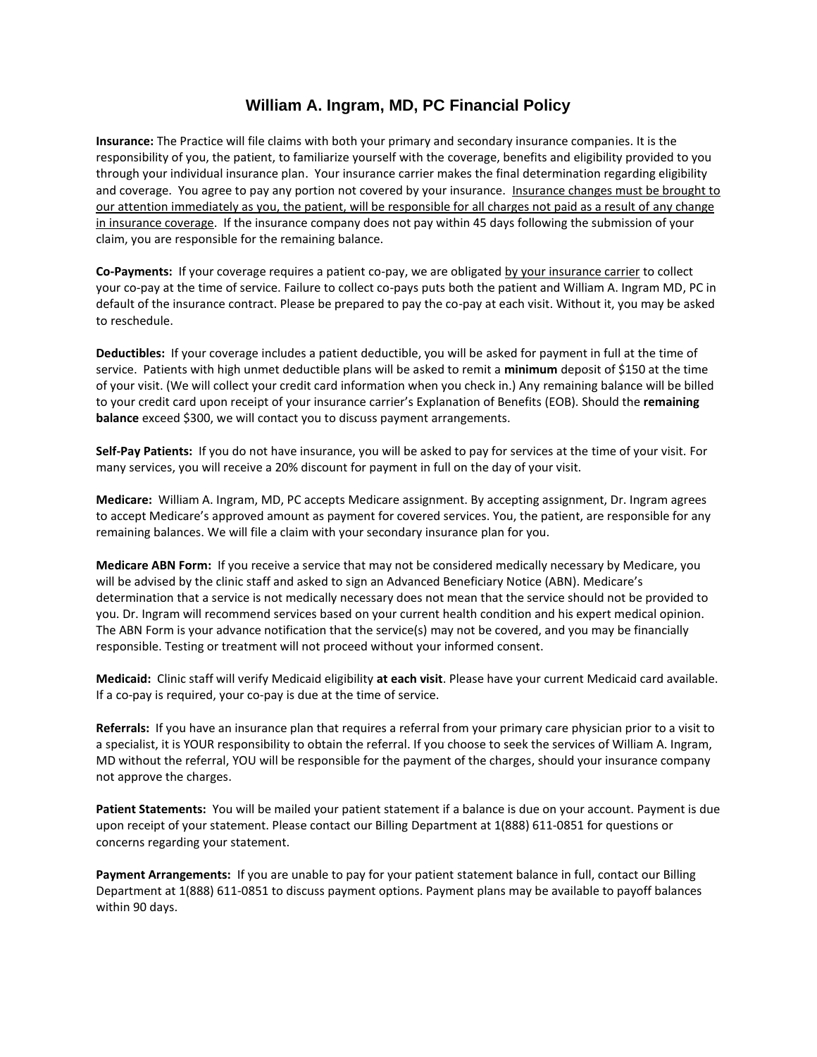# William A. Ingram, MD, PC Financial Policy

**Insurance:** The Practice will file claims with both your primary and secondary insurance companies. It is the responsibility of you, the patient, to familiarize yourself with the coverage, benefits and eligibility provided to you through your individual insurance plan. Your insurance carrier makes the final determination regarding eligibility and coverage. You agree to pay any portion not covered by your insurance. <u>Insurance changes must be brought to our attention immediately as you, the patient, will be responsible for all charges not paid as a result of any change in insurance coverage</u>. If the insurance company does not pay within 45 days following the submission of your claim, you are responsible for the remaining balance.

**Co-Payments:** If your coverage requires a patient co-pay, we are obligated <u>by your insurance carrier</u> to collect your co-pay at the time of service. Failure to collect co-pays puts both the patient and William A. Ingram MD, PC in default of the insurance contract. Please be prepared to pay the co-pay at each visit. Without it, you may be asked to reschedule.

**Deductibles:** If your coverage includes a patient deductible, you will be asked for payment in full at the time of service. Patients with high unmet deductible plans will be asked to remit a **minimum** deposit of $150 at the time of your visit. (We will collect your credit card information when you check in.) Any remaining balance will be billed to your credit card upon receipt of your insurance carrier's Explanation of Benefits (EOB). Should the **remaining balance** exceed $300, we will contact you to discuss payment arrangements.

**Self-Pay Patients:** If you do not have insurance, you will be asked to pay for services at the time of your visit. For many services, you will receive a 20% discount for payment in full on the day of your visit.

**Medicare:** William A. Ingram, MD, PC accepts Medicare assignment. By accepting assignment, Dr. Ingram agrees to accept Medicare's approved amount as payment for covered services. You, the patient, are responsible for any remaining balances. We will file a claim with your secondary insurance plan for you.

**Medicare ABN Form:** If you receive a service that may not be considered medically necessary by Medicare, you will be advised by the clinic staff and asked to sign an Advanced Beneficiary Notice (ABN). Medicare's determination that a service is not medically necessary does not mean that the service should not be provided to you. Dr. Ingram will recommend services based on your current health condition and his expert medical opinion. The ABN Form is your advance notification that the service(s) may not be covered, and you may be financially responsible. Testing or treatment will not proceed without your informed consent.

**Medicaid:** Clinic staff will verify Medicaid eligibility **at each visit**. Please have your current Medicaid card available. If a co-pay is required, your co-pay is due at the time of service.

**Referrals:** If you have an insurance plan that requires a referral from your primary care physician prior to a visit to a specialist, it is YOUR responsibility to obtain the referral. If you choose to seek the services of William A. Ingram, MD without the referral, YOU will be responsible for the payment of the charges, should your insurance company not approve the charges.

**Patient Statements:** You will be mailed your patient statement if a balance is due on your account. Payment is due upon receipt of your statement. Please contact our Billing Department at 1(888) 611-0851 for questions or concerns regarding your statement.

**Payment Arrangements:** If you are unable to pay for your patient statement balance in full, contact our Billing Department at 1(888) 611-0851 to discuss payment options. Payment plans may be available to payoff balances within 90 days.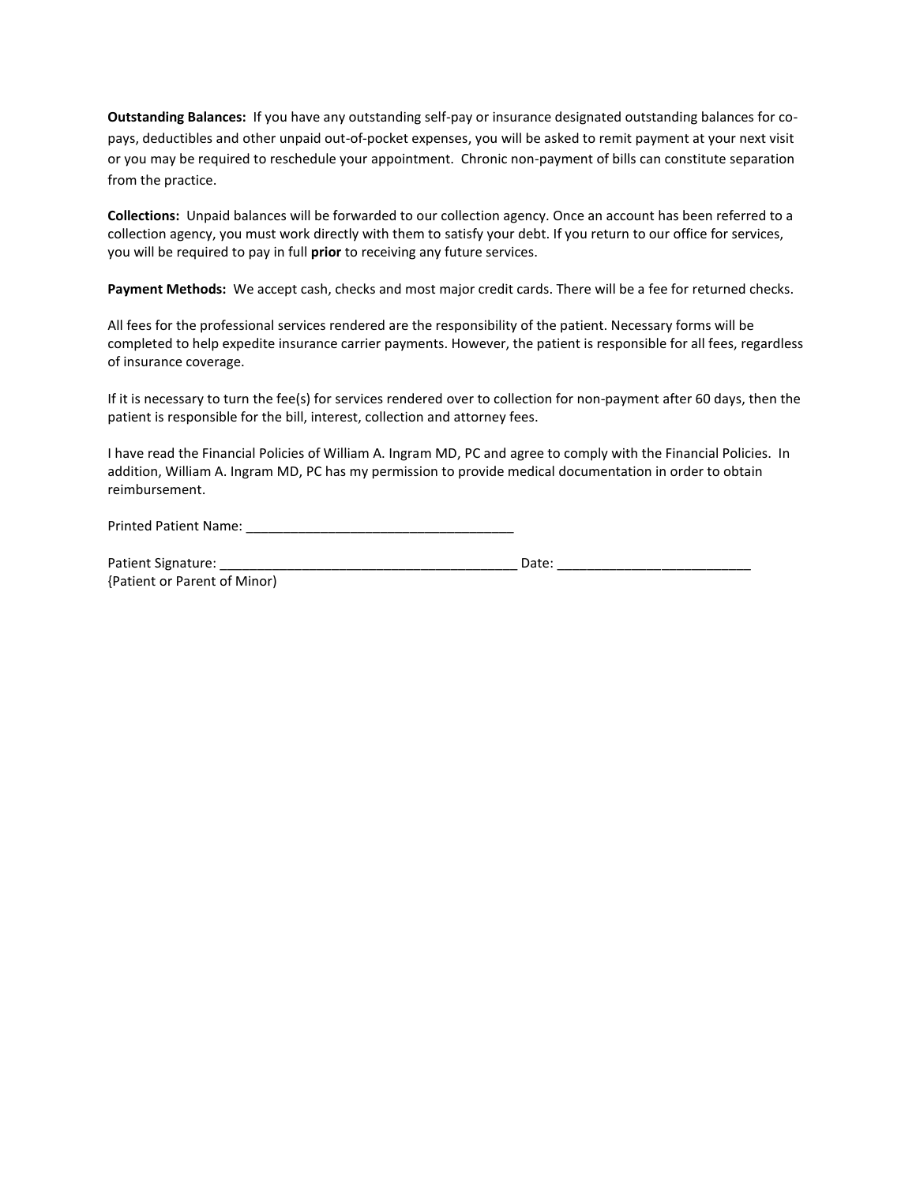**Outstanding Balances:** If you have any outstanding self-pay or insurance designated outstanding balances for co-pays, deductibles and other unpaid out-of-pocket expenses, you will be asked to remit payment at your next visit or you may be required to reschedule your appointment. Chronic non-payment of bills can constitute separation from the practice.

**Collections:** Unpaid balances will be forwarded to our collection agency. Once an account has been referred to a collection agency, you must work directly with them to satisfy your debt. If you return to our office for services, you will be required to pay in full **prior** to receiving any future services.

**Payment Methods:** We accept cash, checks and most major credit cards. There will be a fee for returned checks.

All fees for the professional services rendered are the responsibility of the patient. Necessary forms will be completed to help expedite insurance carrier payments. However, the patient is responsible for all fees, regardless of insurance coverage.

If it is necessary to turn the fee(s) for services rendered over to collection for non-payment after 60 days, then the patient is responsible for the bill, interest, collection and attorney fees.

I have read the Financial Policies of William A. Ingram MD, PC and agree to comply with the Financial Policies. In addition, William A. Ingram MD, PC has my permission to provide medical documentation in order to obtain reimbursement.

Printed Patient Name: ____________________________________

Patient Signature: ________________________________________ Date: __________________________
{Patient or Parent of Minor)